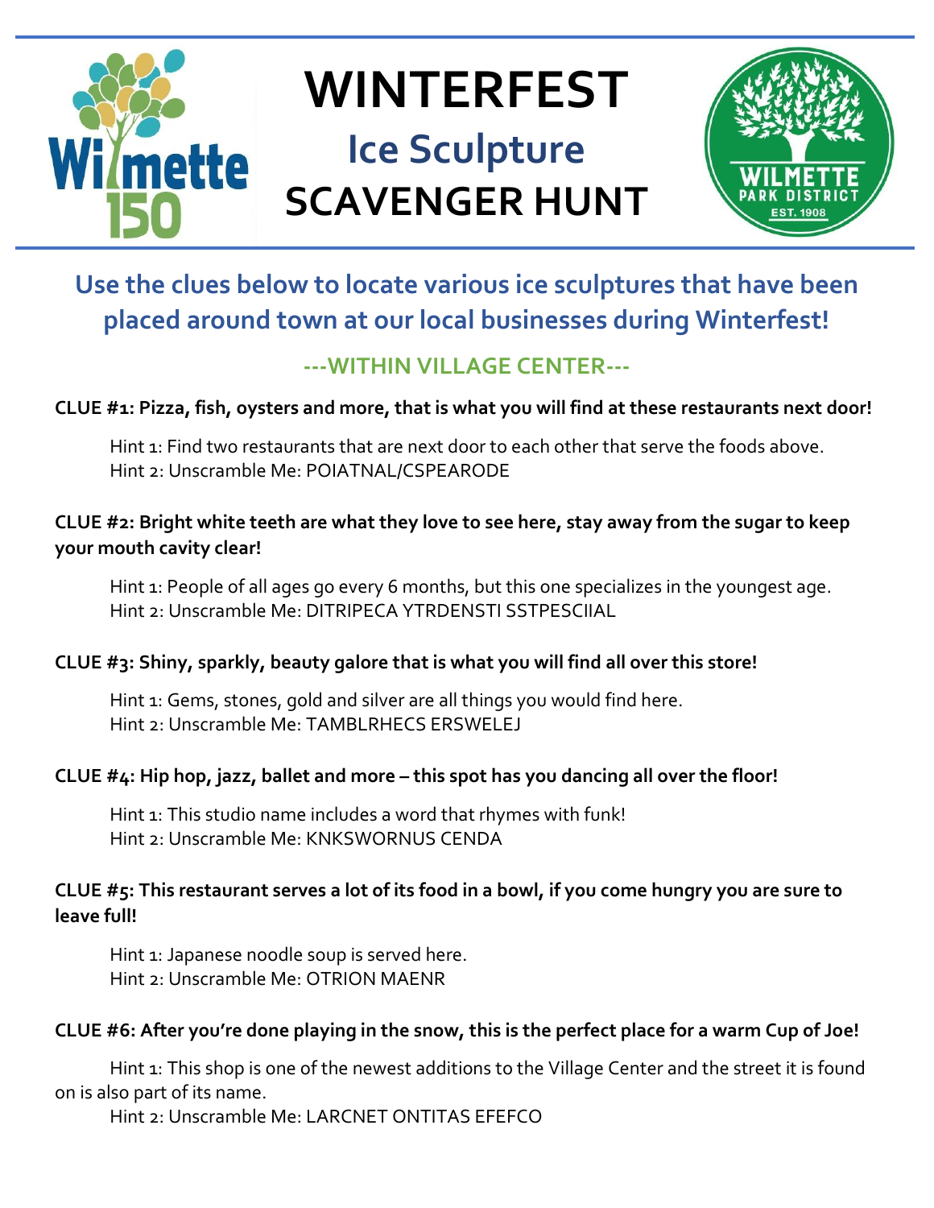# WINTERFEST

## Ice Sculpture

## SCAVENGER HUNT

**Use the clues below to locate various ice sculptures that have been placed around town at our local businesses during Winterfest!**

### ---WITHIN VILLAGE CENTER---

**CLUE #1: Pizza, fish, oysters and more, that is what you will find at these restaurants next door!**

Hint 1: Find two restaurants that are next door to each other that serve the foods above.
Hint 2: Unscramble Me: POIATNAL/CSPEARODE

**CLUE #2: Bright white teeth are what they love to see here, stay away from the sugar to keep your mouth cavity clear!**

Hint 1: People of all ages go every 6 months, but this one specializes in the youngest age.
Hint 2: Unscramble Me: DITRIPECA YTRDENSTI SSTPESCIIAL

**CLUE #3: Shiny, sparkly, beauty galore that is what you will find all over this store!**

Hint 1: Gems, stones, gold and silver are all things you would find here.
Hint 2: Unscramble Me: TAMBLRHECS ERSWELEJ

**CLUE #4: Hip hop, jazz, ballet and more – this spot has you dancing all over the floor!**

Hint 1: This studio name includes a word that rhymes with funk!
Hint 2: Unscramble Me: KNKSWORNUS CENDA

**CLUE #5: This restaurant serves a lot of its food in a bowl, if you come hungry you are sure to leave full!**

Hint 1: Japanese noodle soup is served here.
Hint 2: Unscramble Me: OTRION MAENR

**CLUE #6: After you're done playing in the snow, this is the perfect place for a warm Cup of Joe!**

Hint 1: This shop is one of the newest additions to the Village Center and the street it is found on is also part of its name.
Hint 2: Unscramble Me: LARCNET ONTITAS EFEFCO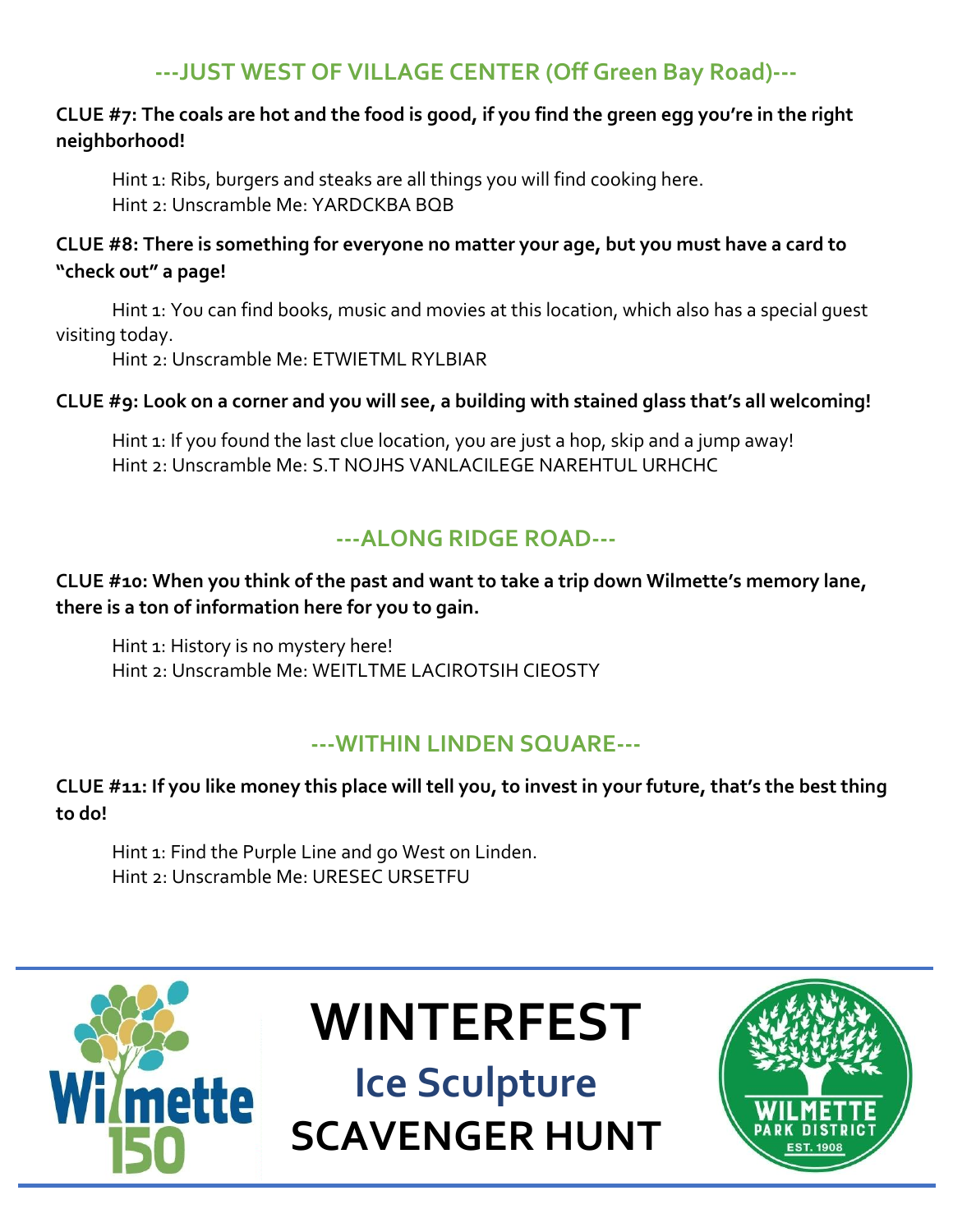## ---JUST WEST OF VILLAGE CENTER (Off Green Bay Road)---

**CLUE #7: The coals are hot and the food is good, if you find the green egg you're in the right neighborhood!**

Hint 1: Ribs, burgers and steaks are all things you will find cooking here.
Hint 2: Unscramble Me: YARDCKBA BQB

**CLUE #8: There is something for everyone no matter your age, but you must have a card to "check out" a page!**

Hint 1: You can find books, music and movies at this location, which also has a special guest visiting today.
Hint 2: Unscramble Me: ETWIETML RYLBIAR

**CLUE #9: Look on a corner and you will see, a building with stained glass that's all welcoming!**

Hint 1: If you found the last clue location, you are just a hop, skip and a jump away!
Hint 2: Unscramble Me: S.T NOJHS VANLACILEGE NAREHTUL URHCHC

## ---ALONG RIDGE ROAD---

**CLUE #10: When you think of the past and want to take a trip down Wilmette's memory lane, there is a ton of information here for you to gain.**

Hint 1: History is no mystery here!
Hint 2: Unscramble Me: WEITLTME LACIROTSIH CIEOSTY

## ---WITHIN LINDEN SQUARE---

**CLUE #11: If you like money this place will tell you, to invest in your future, that's the best thing to do!**

Hint 1: Find the Purple Line and go West on Linden.
Hint 2: Unscramble Me: URESEC URSETFU

Wilmette 150

# WINTERFEST

## Ice Sculpture

## SCAVENGER HUNT

WILMETTE PARK DISTRICT EST. 1908